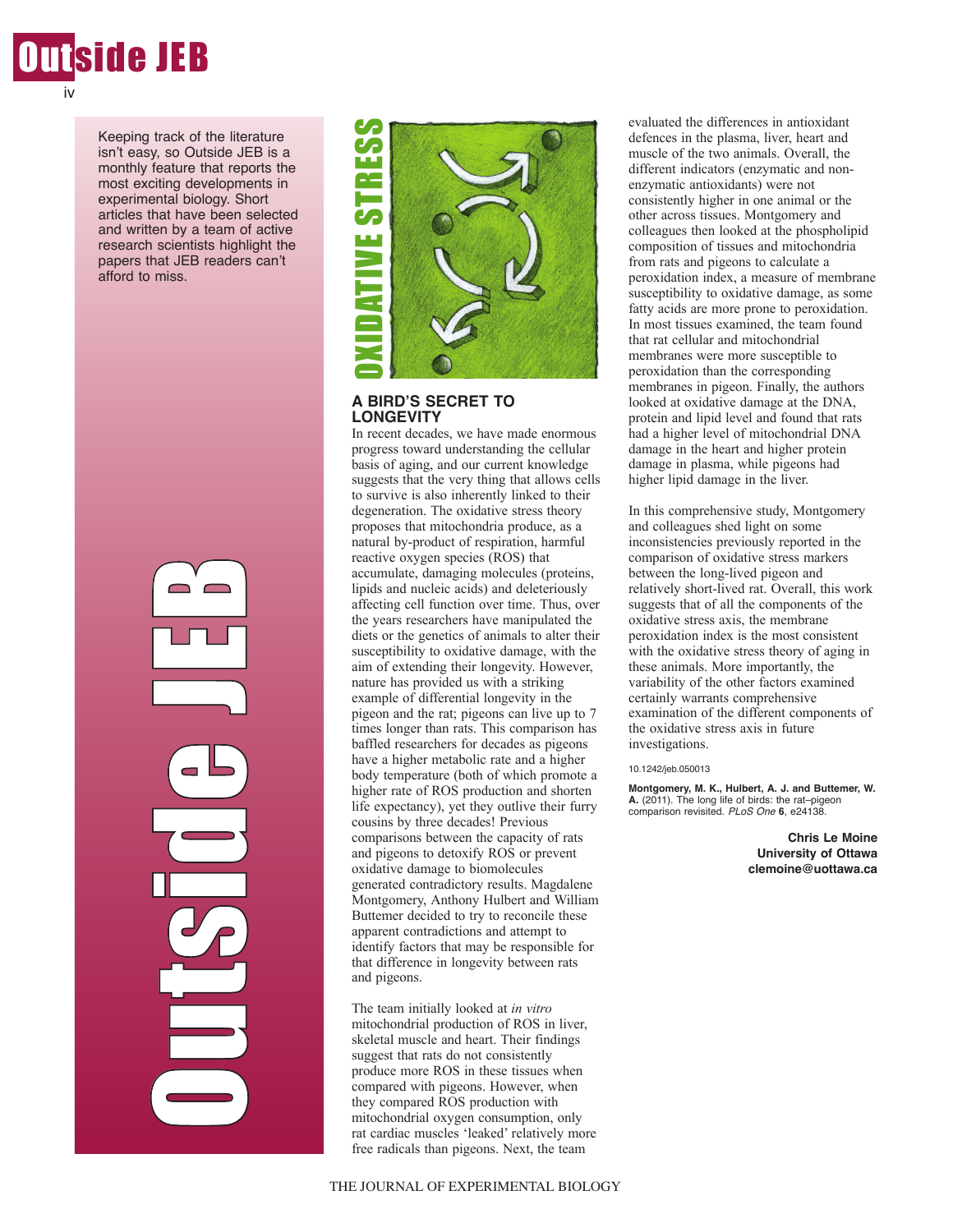Keeping track of the literature isn't easy, so Outside JEB is a monthly feature that reports the most exciting developments in experimental biology. Short articles that have been selected and written by a team of active research scientists highlight the papers that JEB readers can't afford to miss.

# OXIDATIVE STRESS

## A BIRD'S SECRET TO LONGEVITY

In recent decades, we have made enormous progress toward understanding the cellular basis of aging, and our current knowledge suggests that the very thing that allows cells to survive is also inherently linked to their degeneration. The oxidative stress theory proposes that mitochondria produce, as a natural by-product of respiration, harmful reactive oxygen species (ROS) that accumulate, damaging molecules (proteins, lipids and nucleic acids) and deleteriously affecting cell function over time. Thus, over the years researchers have manipulated the diets or the genetics of animals to alter their susceptibility to oxidative damage, with the aim of extending their longevity. However, nature has provided us with a striking example of differential longevity in the pigeon and the rat; pigeons can live up to 7 times longer than rats. This comparison has baffled researchers for decades as pigeons have a higher metabolic rate and a higher body temperature (both of which promote a higher rate of ROS production and shorten life expectancy), yet they outlive their furry cousins by three decades! Previous comparisons between the capacity of rats and pigeons to detoxify ROS or prevent oxidative damage to biomolecules generated contradictory results. Magdalene Montgomery, Anthony Hulbert and William Buttemer decided to try to reconcile these apparent contradictions and attempt to identify factors that may be responsible for that difference in longevity between rats and pigeons.

The team initially looked at *in vitro* mitochondrial production of ROS in liver, skeletal muscle and heart. Their findings suggest that rats do not consistently produce more ROS in these tissues when compared with pigeons. However, when they compared ROS production with mitochondrial oxygen consumption, only rat cardiac muscles 'leaked' relatively more free radicals than pigeons. Next, the team evaluated the differences in antioxidant defences in the plasma, liver, heart and muscle of the two animals. Overall, the different indicators (enzymatic and non-enzymatic antioxidants) were not consistently higher in one animal or the other across tissues. Montgomery and colleagues then looked at the phospholipid composition of tissues and mitochondria from rats and pigeons to calculate a peroxidation index, a measure of membrane susceptibility to oxidative damage, as some fatty acids are more prone to peroxidation. In most tissues examined, the team found that rat cellular and mitochondrial membranes were more susceptible to peroxidation than the corresponding membranes in pigeon. Finally, the authors looked at oxidative damage at the DNA, protein and lipid level and found that rats had a higher level of mitochondrial DNA damage in the heart and higher protein damage in plasma, while pigeons had higher lipid damage in the liver.

In this comprehensive study, Montgomery and colleagues shed light on some inconsistencies previously reported in the comparison of oxidative stress markers between the long-lived pigeon and relatively short-lived rat. Overall, this work suggests that of all the components of the oxidative stress axis, the membrane peroxidation index is the most consistent with the oxidative stress theory of aging in these animals. More importantly, the variability of the other factors examined certainly warrants comprehensive examination of the different components of the oxidative stress axis in future investigations.

10.1242/jeb.050013

**Montgomery, M. K., Hulbert, A. J. and Buttemer, W. A.** (2011). The long life of birds: the rat–pigeon comparison revisited. *PLoS One* **6**, e24138.

**Chris Le Moine**
**University of Ottawa**
**clemoine@uottawa.ca**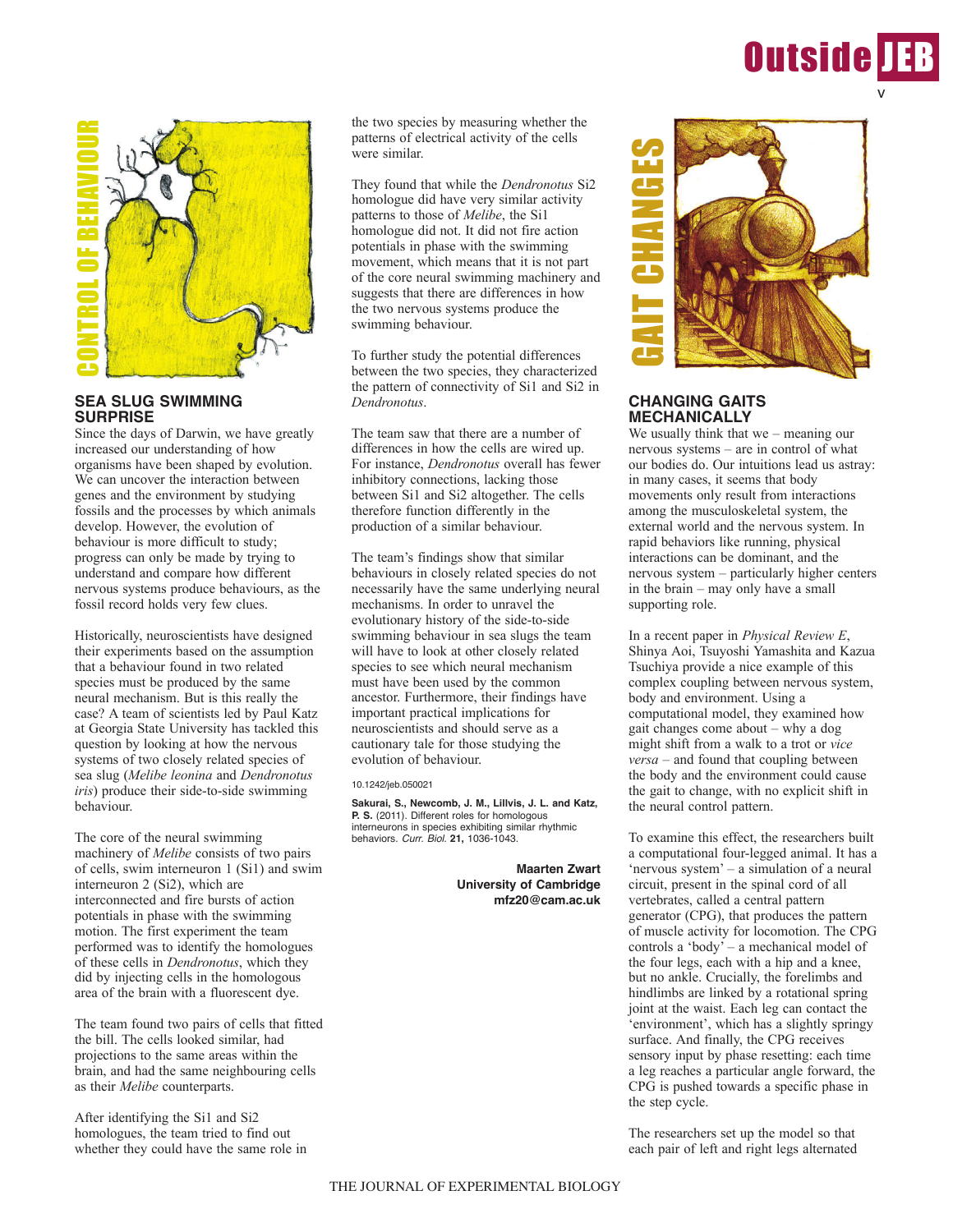CONTROL OF BEHAVIOUR

## SEA SLUG SWIMMING SURPRISE

Since the days of Darwin, we have greatly increased our understanding of how organisms have been shaped by evolution. We can uncover the interaction between genes and the environment by studying fossils and the processes by which animals develop. However, the evolution of behaviour is more difficult to study; progress can only be made by trying to understand and compare how different nervous systems produce behaviours, as the fossil record holds very few clues.

Historically, neuroscientists have designed their experiments based on the assumption that a behaviour found in two related species must be produced by the same neural mechanism. But is this really the case? A team of scientists led by Paul Katz at Georgia State University has tackled this question by looking at how the nervous systems of two closely related species of sea slug (*Melibe leonina* and *Dendronotus iris*) produce their side-to-side swimming behaviour.

The core of the neural swimming machinery of *Melibe* consists of two pairs of cells, swim interneuron 1 (Si1) and swim interneuron 2 (Si2), which are interconnected and fire bursts of action potentials in phase with the swimming motion. The first experiment the team performed was to identify the homologues of these cells in *Dendronotus*, which they did by injecting cells in the homologous area of the brain with a fluorescent dye.

The team found two pairs of cells that fitted the bill. The cells looked similar, had projections to the same areas within the brain, and had the same neighbouring cells as their *Melibe* counterparts.

After identifying the Si1 and Si2 homologues, the team tried to find out whether they could have the same role in the two species by measuring whether the patterns of electrical activity of the cells were similar.

They found that while the *Dendronotus* Si2 homologue did have very similar activity patterns to those of *Melibe*, the Si1 homologue did not. It did not fire action potentials in phase with the swimming movement, which means that it is not part of the core neural swimming machinery and suggests that there are differences in how the two nervous systems produce the swimming behaviour.

To further study the potential differences between the two species, they characterized the pattern of connectivity of Si1 and Si2 in *Dendronotus*.

The team saw that there are a number of differences in how the cells are wired up. For instance, *Dendronotus* overall has fewer inhibitory connections, lacking those between Si1 and Si2 altogether. The cells therefore function differently in the production of a similar behaviour.

The team's findings show that similar behaviours in closely related species do not necessarily have the same underlying neural mechanisms. In order to unravel the evolutionary history of the side-to-side swimming behaviour in sea slugs the team will have to look at other closely related species to see which neural mechanism must have been used by the common ancestor. Furthermore, their findings have important practical implications for neuroscientists and should serve as a cautionary tale for those studying the evolution of behaviour.

10.1242/jeb.050021

**Sakurai, S., Newcomb, J. M., Lillvis, J. L. and Katz, P. S.** (2011). Different roles for homologous interneurons in species exhibiting similar rhythmic behaviors. *Curr. Biol.* **21,** 1036-1043.

**Maarten Zwart**
**University of Cambridge**
**mfz20@cam.ac.uk**

GAIT CHANGES

## CHANGING GAITS MECHANICALLY

We usually think that we – meaning our nervous systems – are in control of what our bodies do. Our intuitions lead us astray: in many cases, it seems that body movements only result from interactions among the musculoskeletal system, the external world and the nervous system. In rapid behaviors like running, physical interactions can be dominant, and the nervous system – particularly higher centers in the brain – may only have a small supporting role.

In a recent paper in *Physical Review E*, Shinya Aoi, Tsuyoshi Yamashita and Kazua Tsuchiya provide a nice example of this complex coupling between nervous system, body and environment. Using a computational model, they examined how gait changes come about – why a dog might shift from a walk to a trot or *vice versa* – and found that coupling between the body and the environment could cause the gait to change, with no explicit shift in the neural control pattern.

To examine this effect, the researchers built a computational four-legged animal. It has a 'nervous system' – a simulation of a neural circuit, present in the spinal cord of all vertebrates, called a central pattern generator (CPG), that produces the pattern of muscle activity for locomotion. The CPG controls a 'body' – a mechanical model of the four legs, each with a hip and a knee, but no ankle. Crucially, the forelimbs and hindlimbs are linked by a rotational spring joint at the waist. Each leg can contact the 'environment', which has a slightly springy surface. And finally, the CPG receives sensory input by phase resetting: each time a leg reaches a particular angle forward, the CPG is pushed towards a specific phase in the step cycle.

The researchers set up the model so that each pair of left and right legs alternated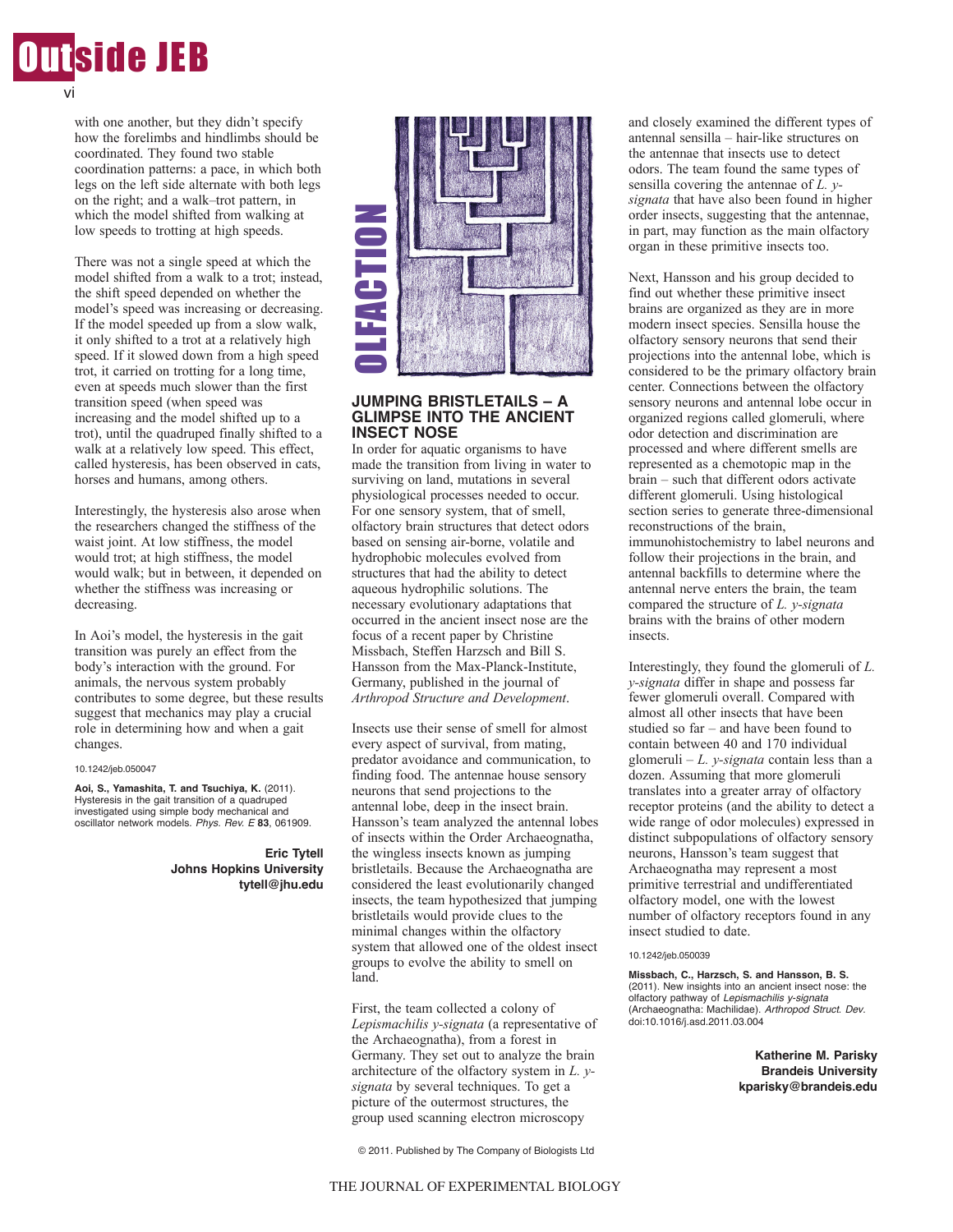with one another, but they didn't specify how the forelimbs and hindlimbs should be coordinated. They found two stable coordination patterns: a pace, in which both legs on the left side alternate with both legs on the right; and a walk–trot pattern, in which the model shifted from walking at low speeds to trotting at high speeds.

There was not a single speed at which the model shifted from a walk to a trot; instead, the shift speed depended on whether the model's speed was increasing or decreasing. If the model speeded up from a slow walk, it only shifted to a trot at a relatively high speed. If it slowed down from a high speed trot, it carried on trotting for a long time, even at speeds much slower than the first transition speed (when speed was increasing and the model shifted up to a trot), until the quadruped finally shifted to a walk at a relatively low speed. This effect, called hysteresis, has been observed in cats, horses and humans, among others.

Interestingly, the hysteresis also arose when the researchers changed the stiffness of the waist joint. At low stiffness, the model would trot; at high stiffness, the model would walk; but in between, it depended on whether the stiffness was increasing or decreasing.

In Aoi's model, the hysteresis in the gait transition was purely an effect from the body's interaction with the ground. For animals, the nervous system probably contributes to some degree, but these results suggest that mechanics may play a crucial role in determining how and when a gait changes.

10.1242/jeb.050047

**Aoi, S., Yamashita, T. and Tsuchiya, K.** (2011). Hysteresis in the gait transition of a quadruped investigated using simple body mechanical and oscillator network models. *Phys. Rev. E* **83**, 061909.

**Eric Tytell**
**Johns Hopkins University**
**tytell@jhu.edu**

OLFACTION

## JUMPING BRISTLETAILS – A GLIMPSE INTO THE ANCIENT INSECT NOSE

In order for aquatic organisms to have made the transition from living in water to surviving on land, mutations in several physiological processes needed to occur. For one sensory system, that of smell, olfactory brain structures that detect odors based on sensing air-borne, volatile and hydrophobic molecules evolved from structures that had the ability to detect aqueous hydrophilic solutions. The necessary evolutionary adaptations that occurred in the ancient insect nose are the focus of a recent paper by Christine Missbach, Steffen Harzsch and Bill S. Hansson from the Max-Planck-Institute, Germany, published in the journal of *Arthropod Structure and Development*.

Insects use their sense of smell for almost every aspect of survival, from mating, predator avoidance and communication, to finding food. The antennae house sensory neurons that send projections to the antennal lobe, deep in the insect brain. Hansson's team analyzed the antennal lobes of insects within the Order Archaeognatha, the wingless insects known as jumping bristletails. Because the Archaeognatha are considered the least evolutionarily changed insects, the team hypothesized that jumping bristletails would provide clues to the minimal changes within the olfactory system that allowed one of the oldest insect groups to evolve the ability to smell on land.

First, the team collected a colony of *Lepismachilis y-signata* (a representative of the Archaeognatha), from a forest in Germany. They set out to analyze the brain architecture of the olfactory system in *L. y-signata* by several techniques. To get a picture of the outermost structures, the group used scanning electron microscopy and closely examined the different types of antennal sensilla – hair-like structures on the antennae that insects use to detect odors. The team found the same types of sensilla covering the antennae of *L. y-signata* that have also been found in higher order insects, suggesting that the antennae, in part, may function as the main olfactory organ in these primitive insects too.

Next, Hansson and his group decided to find out whether these primitive insect brains are organized as they are in more modern insect species. Sensilla house the olfactory sensory neurons that send their projections into the antennal lobe, which is considered to be the primary olfactory brain center. Connections between the olfactory sensory neurons and antennal lobe occur in organized regions called glomeruli, where odor detection and discrimination are processed and where different smells are represented as a chemotopic map in the brain – such that different odors activate different glomeruli. Using histological section series to generate three-dimensional reconstructions of the brain, immunohistochemistry to label neurons and follow their projections in the brain, and antennal backfills to determine where the antennal nerve enters the brain, the team compared the structure of *L. y-signata* brains with the brains of other modern insects.

Interestingly, they found the glomeruli of *L. y-signata* differ in shape and possess far fewer glomeruli overall. Compared with almost all other insects that have been studied so far – and have been found to contain between 40 and 170 individual glomeruli – *L. y-signata* contain less than a dozen. Assuming that more glomeruli translates into a greater array of olfactory receptor proteins (and the ability to detect a wide range of odor molecules) expressed in distinct subpopulations of olfactory sensory neurons, Hansson's team suggest that Archaeognatha may represent a most primitive terrestrial and undifferentiated olfactory model, one with the lowest number of olfactory receptors found in any insect studied to date.

10.1242/jeb.050039

**Missbach, C., Harzsch, S. and Hansson, B. S.** (2011). New insights into an ancient insect nose: the olfactory pathway of *Lepismachilis y-signata* (Archaeognatha: Machilidae). *Arthropod Struct. Dev.* doi:10.1016/j.asd.2011.03.004

**Katherine M. Parisky**
**Brandeis University**
**kparisky@brandeis.edu**

© 2011. Published by The Company of Biologists Ltd